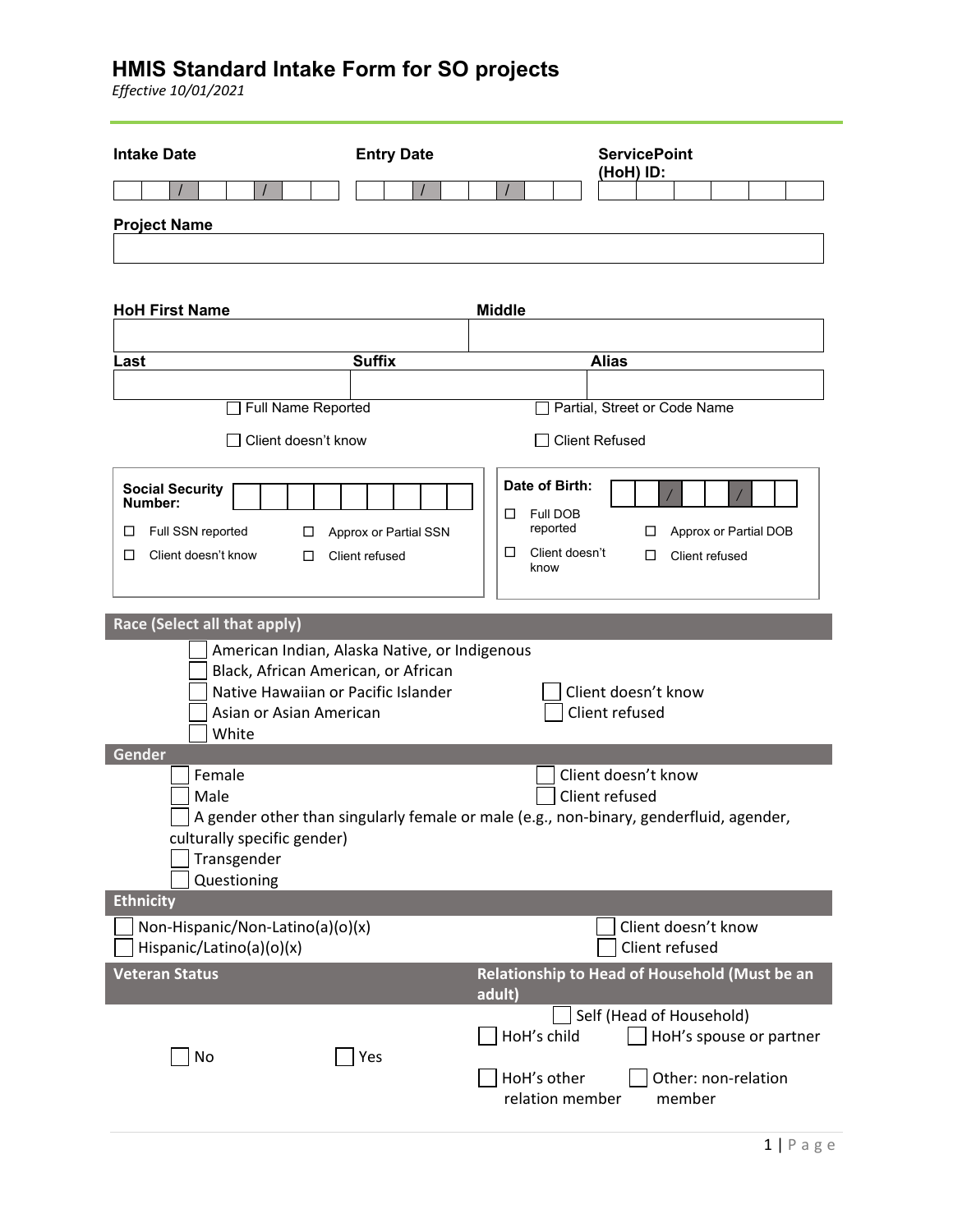# HMIS Standard Intake Form for SO projects

*Effective 10/01/2021*

**Intake Date** \_\_ \_\_ / \_\_ \_\_ / \_\_ \_\_ \_\_ \_\_

**Entry Date** \_\_ \_\_ / \_\_ \_\_ / \_\_ \_\_ \_\_ \_\_

**ServicePoint (HoH) ID:** \_\_ \_\_ \_\_ \_\_ \_\_ \_\_

**Project Name**

| |
|---|
| |

| **HoH First Name** | **Middle** |
|---|---|
| | |

| **Last** | **Suffix** | **Alias** |
|---|---|---|
| | | |

☐ Full Name Reported ☐ Partial, Street or Code Name

☐ Client doesn't know ☐ Client Refused

**Social Security Number:** \_\_ \_\_ \_\_ \_\_ \_\_ \_\_ \_\_ \_\_ \_\_

☐ Full SSN reported ☐ Approx or Partial SSN

☐ Client doesn't know ☐ Client refused

**Date of Birth:** \_\_ \_\_ / \_\_ \_\_ / \_\_ \_\_ \_\_ \_\_

☐ Full DOB reported ☐ Approx or Partial DOB

☐ Client doesn't know ☐ Client refused

## Race (Select all that apply)

☐ American Indian, Alaska Native, or Indigenous
☐ Black, African American, or African
☐ Native Hawaiian or Pacific Islander
☐ Asian or Asian American
☐ White
☐ Client doesn't know
☐ Client refused

## Gender

☐ Female
☐ Male
☐ A gender other than singularly female or male (e.g., non-binary, genderfluid, agender, culturally specific gender)
☐ Transgender
☐ Questioning
☐ Client doesn't know
☐ Client refused

## Ethnicity

☐ Non-Hispanic/Non-Latino(a)(o)(x)
☐ Hispanic/Latino(a)(o)(x)
☐ Client doesn't know
☐ Client refused

## Veteran Status

☐ No ☐ Yes

## Relationship to Head of Household (Must be an adult)

☐ Self (Head of Household)
☐ HoH's child
☐ HoH's spouse or partner
☐ HoH's other relation member
☐ Other: non-relation member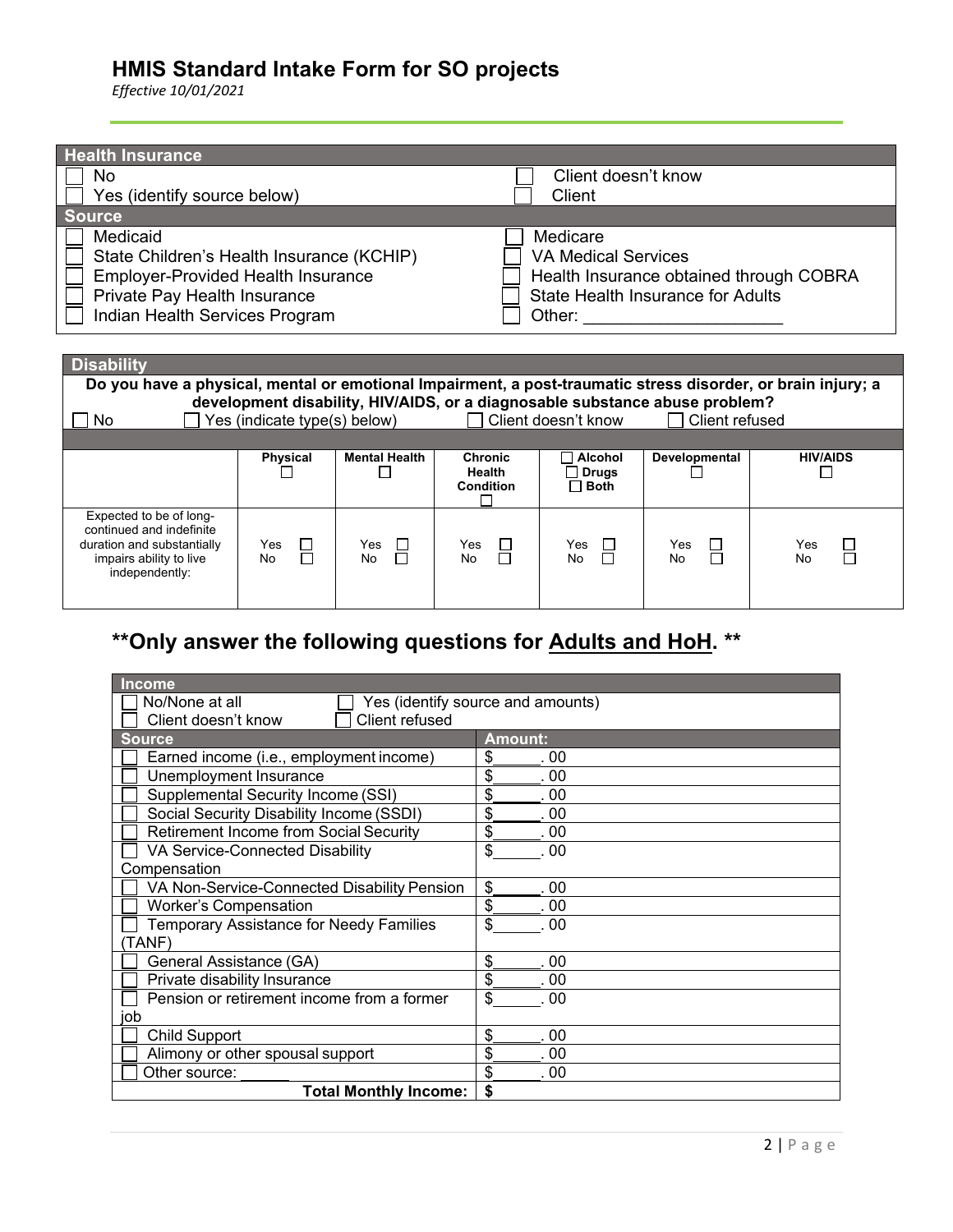# HMIS Standard Intake Form for SO projects

*Effective 10/01/2021*

| Health Insurance | |
|---|---|
| ☐ No | ☐ Client doesn't know |
| ☐ Yes (identify source below) | ☐ Client |
| **Source** | |
| ☐ Medicaid | ☐ Medicare |
| ☐ State Children's Health Insurance (KCHIP) | ☐ VA Medical Services |
| ☐ Employer-Provided Health Insurance | ☐ Health Insurance obtained through COBRA |
| ☐ Private Pay Health Insurance | ☐ State Health Insurance for Adults |
| ☐ Indian Health Services Program | ☐ Other: ____________________ |

## Disability

**Do you have a physical, mental or emotional Impairment, a post-traumatic stress disorder, or brain injury; a development disability, HIV/AIDS, or a diagnosable substance abuse problem?**

☐ No ☐ Yes (indicate type(s) below) ☐ Client doesn't know ☐ Client refused

| | Physical ☐ | Mental Health ☐ | Chronic Health Condition ☐ | ☐ Alcohol ☐ Drugs ☐ Both | Developmental ☐ | HIV/AIDS ☐ |
|---|---|---|---|---|---|---|
| Expected to be of long-continued and indefinite duration and substantially impairs ability to live independently: | Yes ☐ No ☐ | Yes ☐ No ☐ | Yes ☐ No ☐ | Yes ☐ No ☐ | Yes ☐ No ☐ | Yes ☐ No ☐ |

## **Only answer the following questions for Adults and HoH. **

| Income | |
|---|---|
| ☐ No/None at all ☐ Client doesn't know | ☐ Yes (identify source and amounts) ☐ Client refused |
| **Source** | **Amount:** |
| ☐ Earned income (i.e., employment income) | $______. 00 |
| ☐ Unemployment Insurance | $______. 00 |
| ☐ Supplemental Security Income (SSI) | $______. 00 |
| ☐ Social Security Disability Income (SSDI) | $______. 00 |
| ☐ Retirement Income from Social Security | $______. 00 |
| ☐ VA Service-Connected Disability Compensation | $______. 00 |
| ☐ VA Non-Service-Connected Disability Pension | $______. 00 |
| ☐ Worker's Compensation | $______. 00 |
| ☐ Temporary Assistance for Needy Families (TANF) | $______. 00 |
| ☐ General Assistance (GA) | $______. 00 |
| ☐ Private disability Insurance | $______. 00 |
| ☐ Pension or retirement income from a former job | $______. 00 |
| ☐ Child Support | $______. 00 |
| ☐ Alimony or other spousal support | $______. 00 |
| ☐ Other source: ______ | $______. 00 |
| **Total Monthly Income:** | **$** |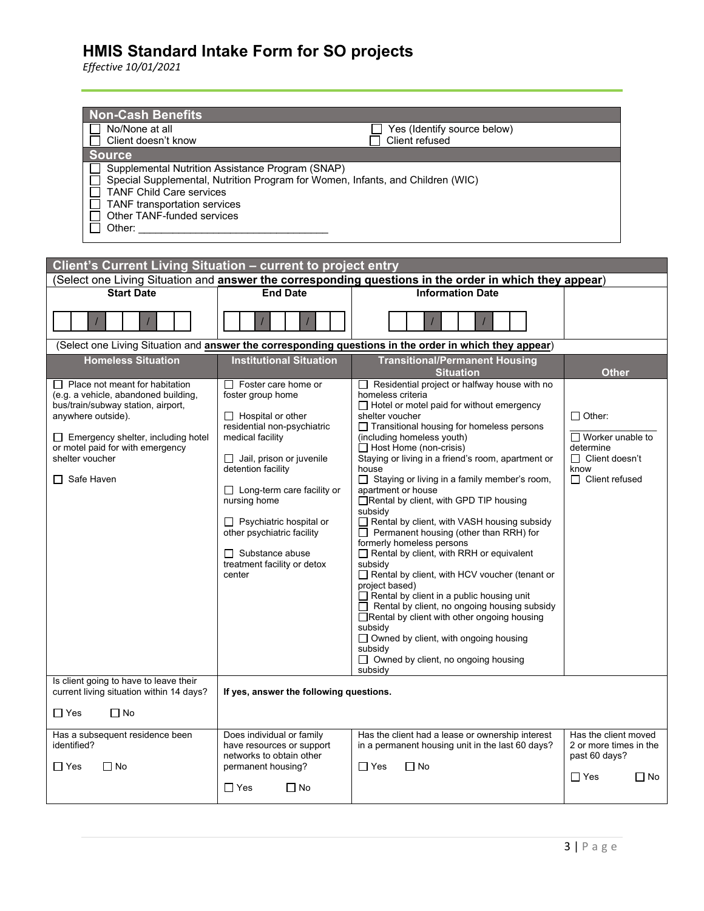# HMIS Standard Intake Form for SO projects

*Effective 10/01/2021*

| Non-Cash Benefits | |
|---|---|
| ☐ No/None at all | ☐ Yes (Identify source below) |
| ☐ Client doesn't know | ☐ Client refused |

| Source |
|---|
| ☐ Supplemental Nutrition Assistance Program (SNAP) |
| ☐ Special Supplemental, Nutrition Program for Women, Infants, and Children (WIC) |
| ☐ TANF Child Care services |
| ☐ TANF transportation services |
| ☐ Other TANF-funded services |
| ☐ Other: _________________________________ |

| Client's Current Living Situation – current to project entry | | | |
|---|---|---|---|
| (Select one Living Situation and **answer the corresponding questions in the order in which they appear**) | | | |
| **Start Date** | **End Date** | **Information Date** | |
| __ __ / __ __ / __ __ __ __ | __ __ / __ __ / __ __ __ __ | __ __ / __ __ / __ __ __ __ | |
| (Select one Living Situation and **answer the corresponding questions in the order in which they appear**) | | | |
| **Homeless Situation** | **Institutional Situation** | **Transitional/Permanent Housing Situation** | **Other** |
| ☐ Place not meant for habitation (e.g. a vehicle, abandoned building, bus/train/subway station, airport, anywhere outside).<br><br>☐ Emergency shelter, including hotel or motel paid for with emergency shelter voucher<br><br>☐ Safe Haven | ☐ Foster care home or foster group home<br><br>☐ Hospital or other residential non-psychiatric medical facility<br><br>☐ Jail, prison or juvenile detention facility<br><br>☐ Long-term care facility or nursing home<br><br>☐ Psychiatric hospital or other psychiatric facility<br><br>☐ Substance abuse treatment facility or detox center | ☐ Residential project or halfway house with no homeless criteria<br>☐ Hotel or motel paid for without emergency shelter voucher<br>☐ Transitional housing for homeless persons (including homeless youth)<br>☐ Host Home (non-crisis)<br>Staying or living in a friend's room, apartment or house<br>☐ Staying or living in a family member's room, apartment or house<br>☐ Rental by client, with GPD TIP housing subsidy<br>☐ Rental by client, with VASH housing subsidy<br>☐ Permanent housing (other than RRH) for formerly homeless persons<br>☐ Rental by client, with RRH or equivalent subsidy<br>☐ Rental by client, with HCV voucher (tenant or project based)<br>☐ Rental by client in a public housing unit<br>☐ Rental by client, no ongoing housing subsidy<br>☐ Rental by client with other ongoing housing subsidy<br>☐ Owned by client, with ongoing housing subsidy<br>☐ Owned by client, no ongoing housing subsidy | ☐ Other: ____________<br><br>☐ Worker unable to determine<br>☐ Client doesn't know<br>☐ Client refused |
| Is client going to have to leave their current living situation within 14 days?<br><br>☐ Yes ☐ No | **If yes, answer the following questions.** | | |
| Has a subsequent residence been identified?<br><br>☐ Yes ☐ No | Does individual or family have resources or support networks to obtain other permanent housing?<br><br>☐ Yes ☐ No | Has the client had a lease or ownership interest in a permanent housing unit in the last 60 days?<br><br>☐ Yes ☐ No | Has the client moved 2 or more times in the past 60 days?<br><br>☐ Yes ☐ No |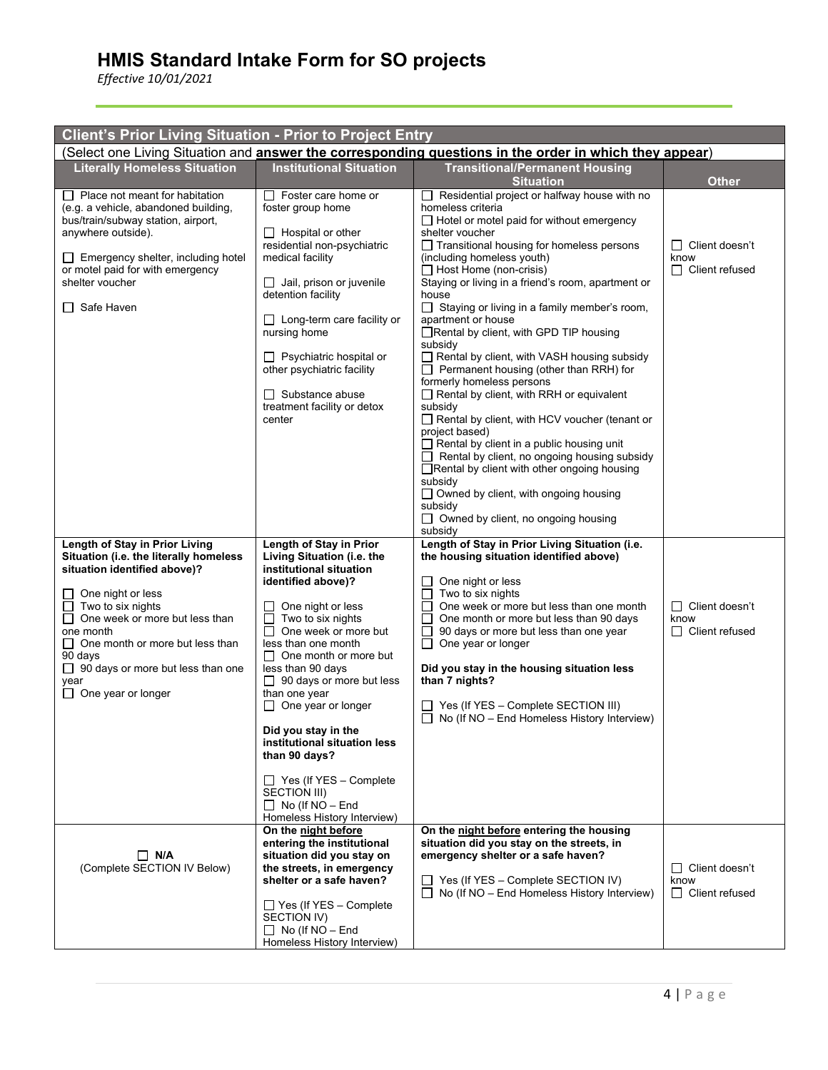# HMIS Standard Intake Form for SO projects

*Effective 10/01/2021*

| Client's Prior Living Situation - Prior to Project Entry | | | |
|---|---|---|---|
| (Select one Living Situation and **answer the corresponding questions in the order in which they appear**) | | | |
| **Literally Homeless Situation** | **Institutional Situation** | **Transitional/Permanent Housing Situation** | **Other** |
| ☐ Place not meant for habitation (e.g. a vehicle, abandoned building, bus/train/subway station, airport, anywhere outside).<br><br>☐ Emergency shelter, including hotel or motel paid for with emergency shelter voucher<br><br>☐ Safe Haven | ☐ Foster care home or foster group home<br><br>☐ Hospital or other residential non-psychiatric medical facility<br><br>☐ Jail, prison or juvenile detention facility<br><br>☐ Long-term care facility or nursing home<br><br>☐ Psychiatric hospital or other psychiatric facility<br><br>☐ Substance abuse treatment facility or detox center | ☐ Residential project or halfway house with no homeless criteria<br>☐ Hotel or motel paid for without emergency shelter voucher<br>☐ Transitional housing for homeless persons (including homeless youth)<br>☐ Host Home (non-crisis)<br>Staying or living in a friend's room, apartment or house<br>☐ Staying or living in a family member's room, apartment or house<br>☐ Rental by client, with GPD TIP housing subsidy<br>☐ Rental by client, with VASH housing subsidy<br>☐ Permanent housing (other than RRH) for formerly homeless persons<br>☐ Rental by client, with RRH or equivalent subsidy<br>☐ Rental by client, with HCV voucher (tenant or project based)<br>☐ Rental by client in a public housing unit<br>☐ Rental by client, no ongoing housing subsidy<br>☐ Rental by client with other ongoing housing subsidy<br>☐ Owned by client, with ongoing housing subsidy<br>☐ Owned by client, no ongoing housing subsidy | ☐ Client doesn't know<br>☐ Client refused |
| **Length of Stay in Prior Living Situation (i.e. the literally homeless situation identified above)?**<br><br>☐ One night or less<br>☐ Two to six nights<br>☐ One week or more but less than one month<br>☐ One month or more but less than 90 days<br>☐ 90 days or more but less than one year<br>☐ One year or longer | **Length of Stay in Prior Living Situation (i.e. the institutional situation identified above)?**<br><br>☐ One night or less<br>☐ Two to six nights<br>☐ One week or more but less than one month<br>☐ One month or more but less than 90 days<br>☐ 90 days or more but less than one year<br>☐ One year or longer<br><br>**Did you stay in the institutional situation less than 90 days?**<br><br>☐ Yes (If YES – Complete SECTION III)<br>☐ No (If NO – End Homeless History Interview) | **Length of Stay in Prior Living Situation (i.e. the housing situation identified above)**<br><br>☐ One night or less<br>☐ Two to six nights<br>☐ One week or more but less than one month<br>☐ One month or more but less than 90 days<br>☐ 90 days or more but less than one year<br>☐ One year or longer<br><br>**Did you stay in the housing situation less than 7 nights?**<br><br>☐ Yes (If YES – Complete SECTION III)<br>☐ No (If NO – End Homeless History Interview) | ☐ Client doesn't know<br>☐ Client refused |
| ☐ **N/A**<br>(Complete SECTION IV Below) | **On the night before entering the institutional situation did you stay on the streets, in emergency shelter or a safe haven?**<br><br>☐ Yes (If YES – Complete SECTION IV)<br>☐ No (If NO – End Homeless History Interview) | **On the night before entering the housing situation did you stay on the streets, in emergency shelter or a safe haven?**<br><br>☐ Yes (If YES – Complete SECTION IV)<br>☐ No (If NO – End Homeless History Interview) | ☐ Client doesn't know<br>☐ Client refused |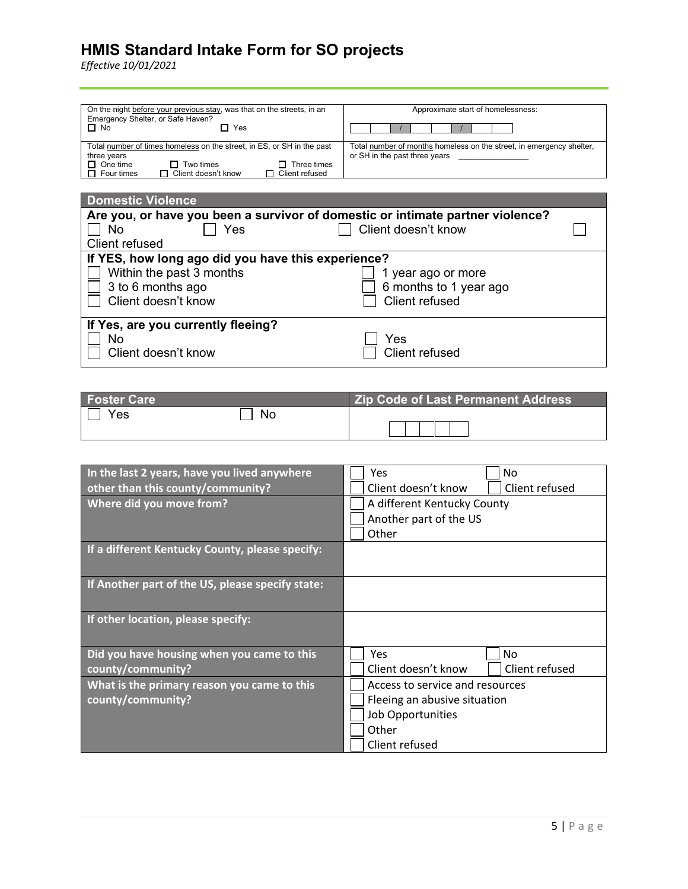# HMIS Standard Intake Form for SO projects

*Effective 10/01/2021*

| On the night before your previous stay, was that on the streets, in an Emergency Shelter, or Safe Haven? ☐ No ☐ Yes | Approximate start of homelessness: __ __ / __ __ / __ __ __ __ |
|---|---|
| Total number of times homeless on the street, in ES, or SH in the past three years ☐ One time ☐ Two times ☐ Three times ☐ Four times ☐ Client doesn't know ☐ Client refused | Total number of months homeless on the street, in emergency shelter, or SH in the past three years ______________ |

## Domestic Violence

| Domestic Violence | |
|---|---|
| **Are you, or have you been a survivor of domestic or intimate partner violence?** ☐ No ☐ Yes ☐ Client doesn't know ☐ Client refused | |
| **If YES, how long ago did you have this experience?** ☐ Within the past 3 months ☐ 3 to 6 months ago ☐ Client doesn't know | ☐ 1 year ago or more ☐ 6 months to 1 year ago ☐ Client refused |
| **If Yes, are you currently fleeing?** ☐ No ☐ Client doesn't know | ☐ Yes ☐ Client refused |

| Foster Care | Zip Code of Last Permanent Address |
|---|---|
| ☐ Yes ☐ No | __ __ __ __ __ |

| | |
|---|---|
| **In the last 2 years, have you lived anywhere other than this county/community?** | ☐ Yes ☐ No ☐ Client doesn't know ☐ Client refused |
| **Where did you move from?** | ☐ A different Kentucky County ☐ Another part of the US ☐ Other |
| **If a different Kentucky County, please specify:** | |
| **If Another part of the US, please specify state:** | |
| **If other location, please specify:** | |
| **Did you have housing when you came to this county/community?** | ☐ Yes ☐ No ☐ Client doesn't know ☐ Client refused |
| **What is the primary reason you came to this county/community?** | ☐ Access to service and resources ☐ Fleeing an abusive situation ☐ Job Opportunities ☐ Other ☐ Client refused |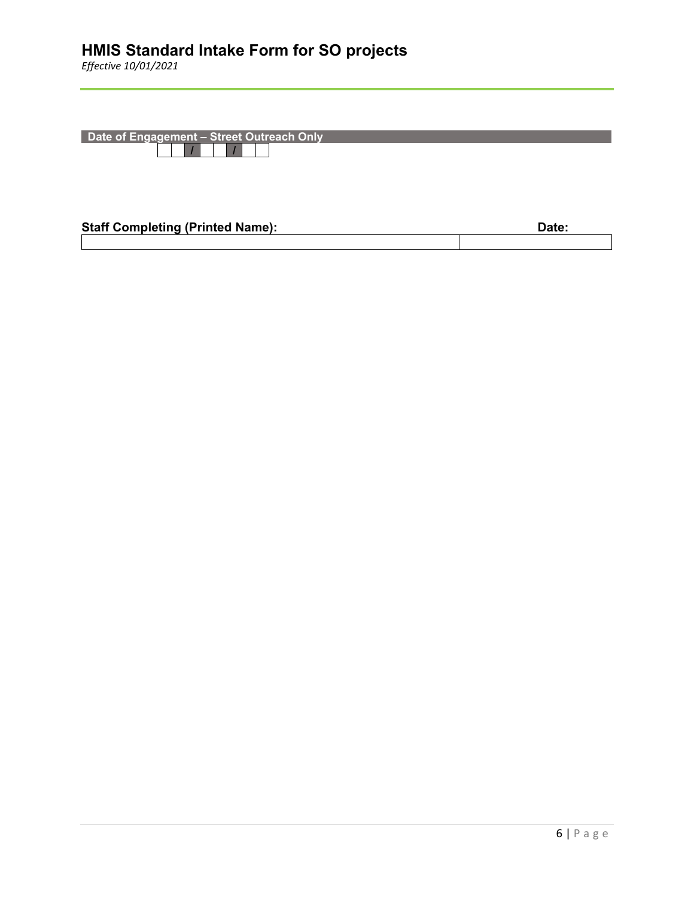**Date of Engagement – Street Outreach Only**

| | | | | | | | | | |
|---|---|---|---|---|---|---|---|---|---|
| | | / | | | / | | | | |

| Staff Completing (Printed Name): | Date: |
|---|---|
| | |